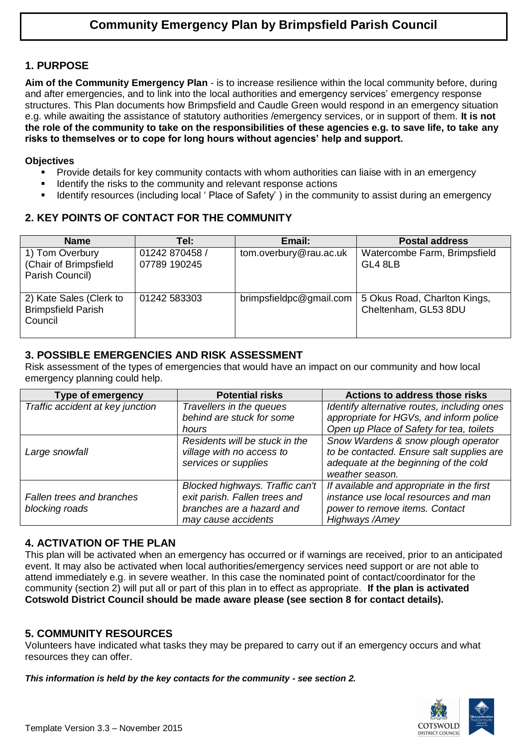# Community Emergency Plan by Brimpsfield Parish Council

## 1. PURPOSE

**Aim of the Community Emergency Plan** - is to increase resilience within the local community before, during and after emergencies, and to link into the local authorities and emergency services' emergency response structures. This Plan documents how Brimpsfield and Caudle Green would respond in an emergency situation e.g. while awaiting the assistance of statutory authorities /emergency services, or in support of them. **It is not the role of the community to take on the responsibilities of these agencies e.g. to save life, to take any risks to themselves or to cope for long hours without agencies' help and support.**

**Objectives**

- Provide details for key community contacts with whom authorities can liaise with in an emergency
- Identify the risks to the community and relevant response actions
- Identify resources (including local ' Place of Safety' ) in the community to assist during an emergency

## 2. KEY POINTS OF CONTACT FOR THE COMMUNITY

| Name | Tel: | Email: | Postal address |
|---|---|---|---|
| 1) Tom Overbury (Chair of Brimpsfield Parish Council) | 01242 870458 / 07789 190245 | tom.overbury@rau.ac.uk | Watercombe Farm, Brimpsfield GL4 8LB |
| 2) Kate Sales (Clerk to Brimpsfield Parish Council | 01242 583303 | brimpsfieldpc@gmail.com | 5 Okus Road, Charlton Kings, Cheltenham, GL53 8DU |

## 3. POSSIBLE EMERGENCIES AND RISK ASSESSMENT

Risk assessment of the types of emergencies that would have an impact on our community and how local emergency planning could help.

| Type of emergency | Potential risks | Actions to address those risks |
|---|---|---|
| *Traffic accident at key junction* | *Travellers in the queues behind are stuck for some hours* | *Identify alternative routes, including ones appropriate for HGVs, and inform police Open up Place of Safety for tea, toilets* |
| *Large snowfall* | *Residents will be stuck in the village with no access to services or supplies* | *Snow Wardens & snow plough operator to be contacted. Ensure salt supplies are adequate at the beginning of the cold weather season.* |
| *Fallen trees and branches blocking roads* | *Blocked highways. Traffic can't exit parish. Fallen trees and branches are a hazard and may cause accidents* | *If available and appropriate in the first instance use local resources and man power to remove items. Contact Highways /Amey* |

## 4. ACTIVATION OF THE PLAN

This plan will be activated when an emergency has occurred or if warnings are received, prior to an anticipated event. It may also be activated when local authorities/emergency services need support or are not able to attend immediately e.g. in severe weather. In this case the nominated point of contact/coordinator for the community (section 2) will put all or part of this plan in to effect as appropriate. **If the plan is activated Cotswold District Council should be made aware please (see section 8 for contact details).**

## 5. COMMUNITY RESOURCES

Volunteers have indicated what tasks they may be prepared to carry out if an emergency occurs and what resources they can offer.

***This information is held by the key contacts for the community - see section 2.***

Template Version 3.3 – November 2015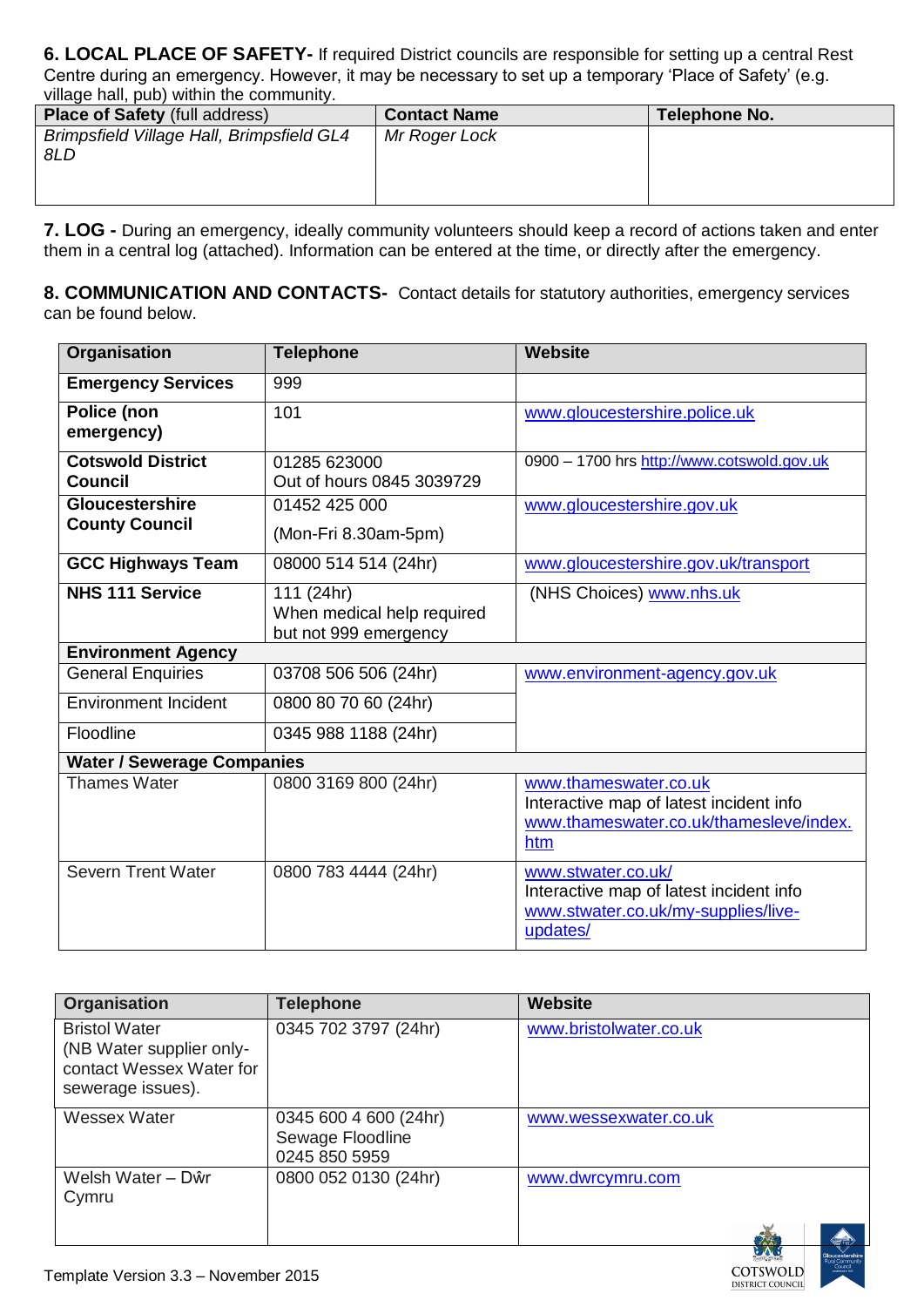**6. LOCAL PLACE OF SAFETY-** If required District councils are responsible for setting up a central Rest Centre during an emergency. However, it may be necessary to set up a temporary 'Place of Safety' (e.g. village hall, pub) within the community.

| **Place of Safety** (full address) | **Contact Name** | **Telephone No.** |
|---|---|---|
| *Brimpsfield Village Hall, Brimpsfield GL4 8LD* | *Mr Roger Lock* | |

**7. LOG -** During an emergency, ideally community volunteers should keep a record of actions taken and enter them in a central log (attached). Information can be entered at the time, or directly after the emergency.

**8. COMMUNICATION AND CONTACTS-** Contact details for statutory authorities, emergency services can be found below.

| **Organisation** | **Telephone** | **Website** |
|---|---|---|
| **Emergency Services** | 999 | |
| **Police (non emergency)** | 101 | www.gloucestershire.police.uk |
| **Cotswold District Council** | 01285 623000<br>Out of hours 0845 3039729 | 0900 – 1700 hrs http://www.cotswold.gov.uk |
| **Gloucestershire County Council** | 01452 425 000<br>(Mon-Fri 8.30am-5pm) | www.gloucestershire.gov.uk |
| **GCC Highways Team** | 08000 514 514 (24hr) | www.gloucestershire.gov.uk/transport |
| **NHS 111 Service** | 111 (24hr)<br>When medical help required but not 999 emergency | (NHS Choices) www.nhs.uk |
| **Environment Agency** | | |
| General Enquiries | 03708 506 506 (24hr) | www.environment-agency.gov.uk |
| Environment Incident | 0800 80 70 60 (24hr) | |
| Floodline | 0345 988 1188 (24hr) | |
| **Water / Sewerage Companies** | | |
| Thames Water | 0800 3169 800 (24hr) | www.thameswater.co.uk<br>Interactive map of latest incident info<br>www.thameswater.co.uk/thamesleve/index.htm |
| Severn Trent Water | 0800 783 4444 (24hr) | www.stwater.co.uk/<br>Interactive map of latest incident info<br>www.stwater.co.uk/my-supplies/live-updates/ |

| **Organisation** | **Telephone** | **Website** |
|---|---|---|
| Bristol Water<br>(NB Water supplier only- contact Wessex Water for sewerage issues). | 0345 702 3797 (24hr) | www.bristolwater.co.uk |
| Wessex Water | 0345 600 4 600 (24hr)<br>Sewage Floodline<br>0245 850 5959 | www.wessexwater.co.uk |
| Welsh Water – Dŵr Cymru | 0800 052 0130 (24hr) | www.dwrcymru.com |

Template Version 3.3 – November 2015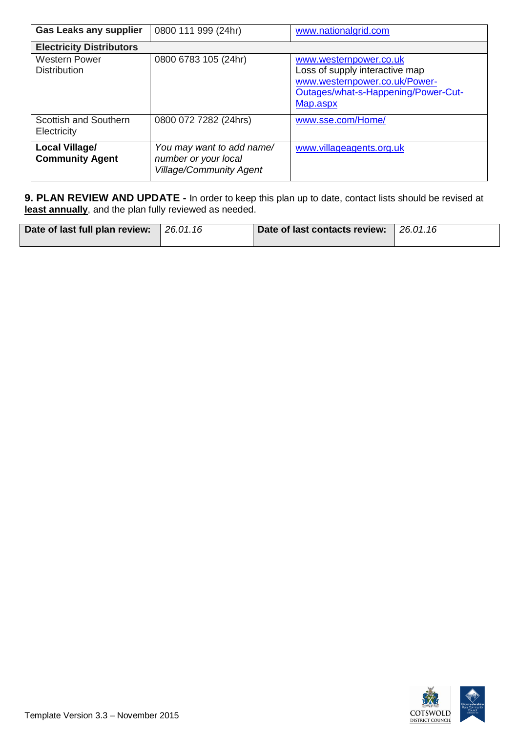| **Gas Leaks any supplier** | 0800 111 999 (24hr) | www.nationalgrid.com |
|---|---|---|
| **Electricity Distributors** | | |
| Western Power Distribution | 0800 6783 105 (24hr) | www.westernpower.co.uk<br>Loss of supply interactive map<br>www.westernpower.co.uk/Power-Outages/what-s-Happening/Power-Cut-Map.aspx |
| Scottish and Southern Electricity | 0800 072 7282 (24hrs) | www.sse.com/Home/ |
| **Local Village/ Community Agent** | *You may want to add name/ number or your local Village/Community Agent* | www.villageagents.org.uk |

**9. PLAN REVIEW AND UPDATE -** In order to keep this plan up to date, contact lists should be revised at **least annually**, and the plan fully reviewed as needed.

| **Date of last full plan review:** | *26.01.16* | **Date of last contacts review:** | *26.01.16* |
|---|---|---|---|

Template Version 3.3 – November 2015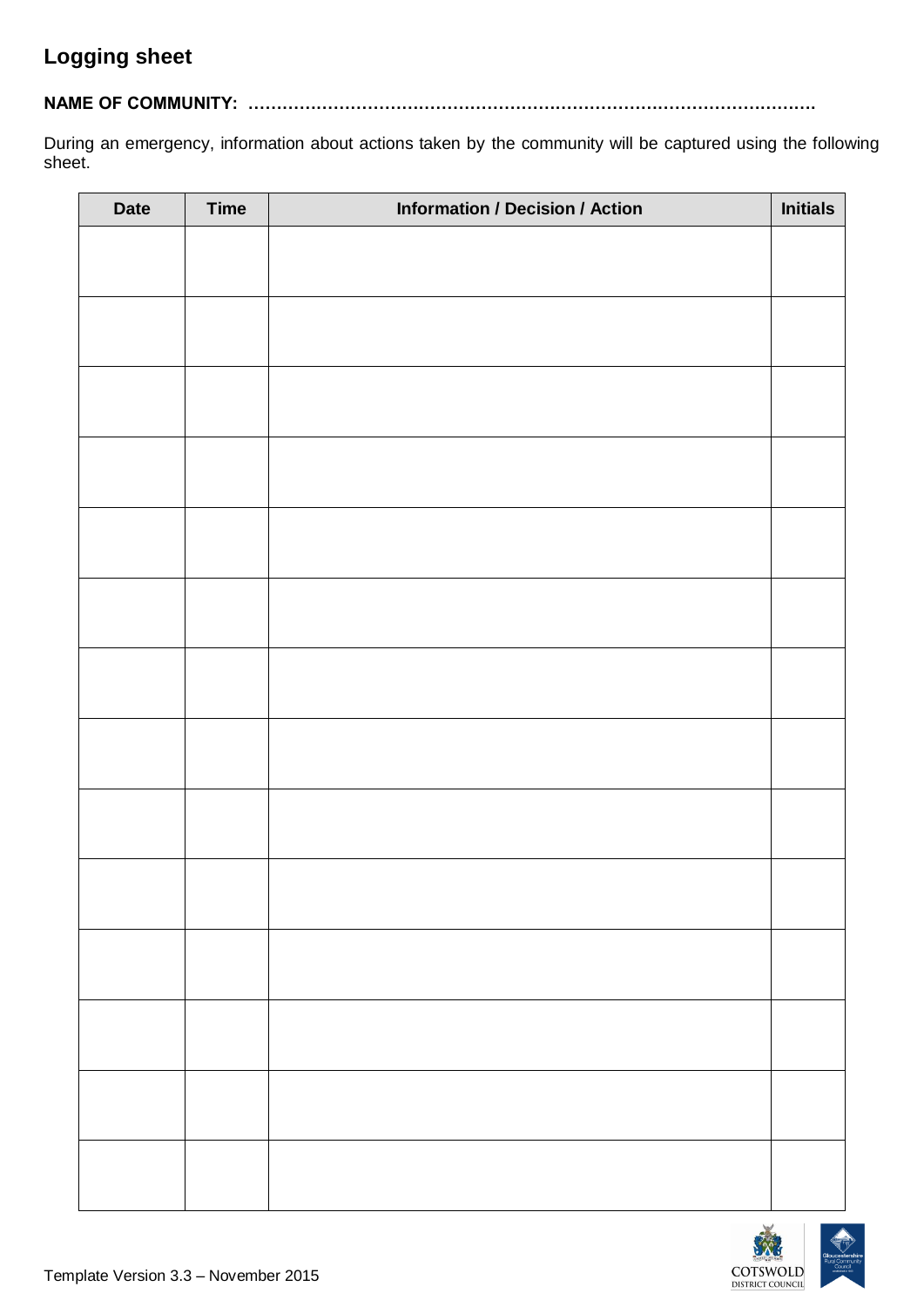## Logging sheet

**NAME OF COMMUNITY: ……………………………………………………………………………………….**

During an emergency, information about actions taken by the community will be captured using the following sheet.

| Date | Time | Information / Decision / Action | Initials |
|---|---|---|---|
| | | | |
| | | | |
| | | | |
| | | | |
| | | | |
| | | | |
| | | | |
| | | | |
| | | | |
| | | | |
| | | | |
| | | | |
| | | | |
| | | | |

Template Version 3.3 – November 2015